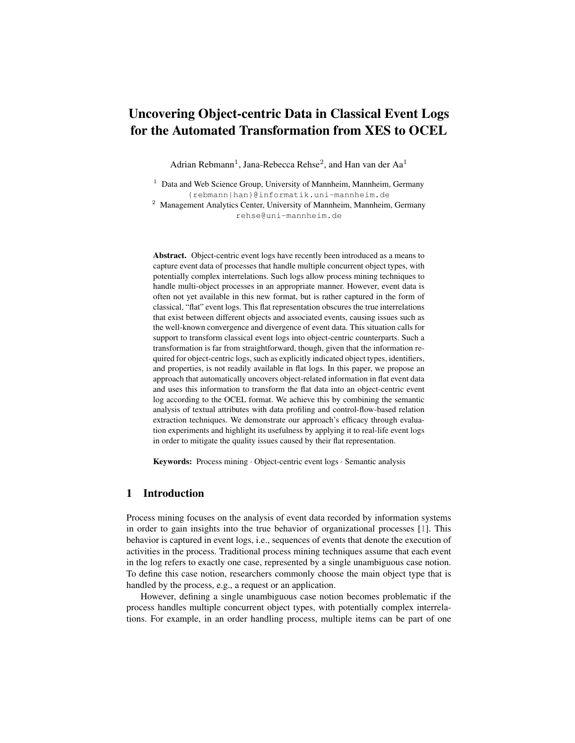# Uncovering Object-centric Data in Classical Event Logs for the Automated Transformation from XES to OCEL

Adrian Rebmann[1], Jana-Rebecca Rehse[2], and Han van der Aa[1]

[1] Data and Web Science Group, University of Mannheim, Mannheim, Germany
{rebmann|han}@informatik.uni-mannheim.de

[2] Management Analytics Center, University of Mannheim, Mannheim, Germany
rehse@uni-mannheim.de

**Abstract.** Object-centric event logs have recently been introduced as a means to capture event data of processes that handle multiple concurrent object types, with potentially complex interrelations. Such logs allow process mining techniques to handle multi-object processes in an appropriate manner. However, event data is often not yet available in this new format, but is rather captured in the form of classical, "flat" event logs. This flat representation obscures the true interrelations that exist between different objects and associated events, causing issues such as the well-known convergence and divergence of event data. This situation calls for support to transform classical event logs into object-centric counterparts. Such a transformation is far from straightforward, though, given that the information required for object-centric logs, such as explicitly indicated object types, identifiers, and properties, is not readily available in flat logs. In this paper, we propose an approach that automatically uncovers object-related information in flat event data and uses this information to transform the flat data into an object-centric event log according to the OCEL format. We achieve this by combining the semantic analysis of textual attributes with data profiling and control-flow-based relation extraction techniques. We demonstrate our approach's efficacy through evaluation experiments and highlight its usefulness by applying it to real-life event logs in order to mitigate the quality issues caused by their flat representation.

**Keywords:** Process mining · Object-centric event logs · Semantic analysis

## 1 Introduction

Process mining focuses on the analysis of event data recorded by information systems in order to gain insights into the true behavior of organizational processes [1]. This behavior is captured in event logs, i.e., sequences of events that denote the execution of activities in the process. Traditional process mining techniques assume that each event in the log refers to exactly one case, represented by a single unambiguous case notion. To define this case notion, researchers commonly choose the main object type that is handled by the process, e.g., a request or an application.

However, defining a single unambiguous case notion becomes problematic if the process handles multiple concurrent object types, with potentially complex interrelations. For example, in an order handling process, multiple items can be part of one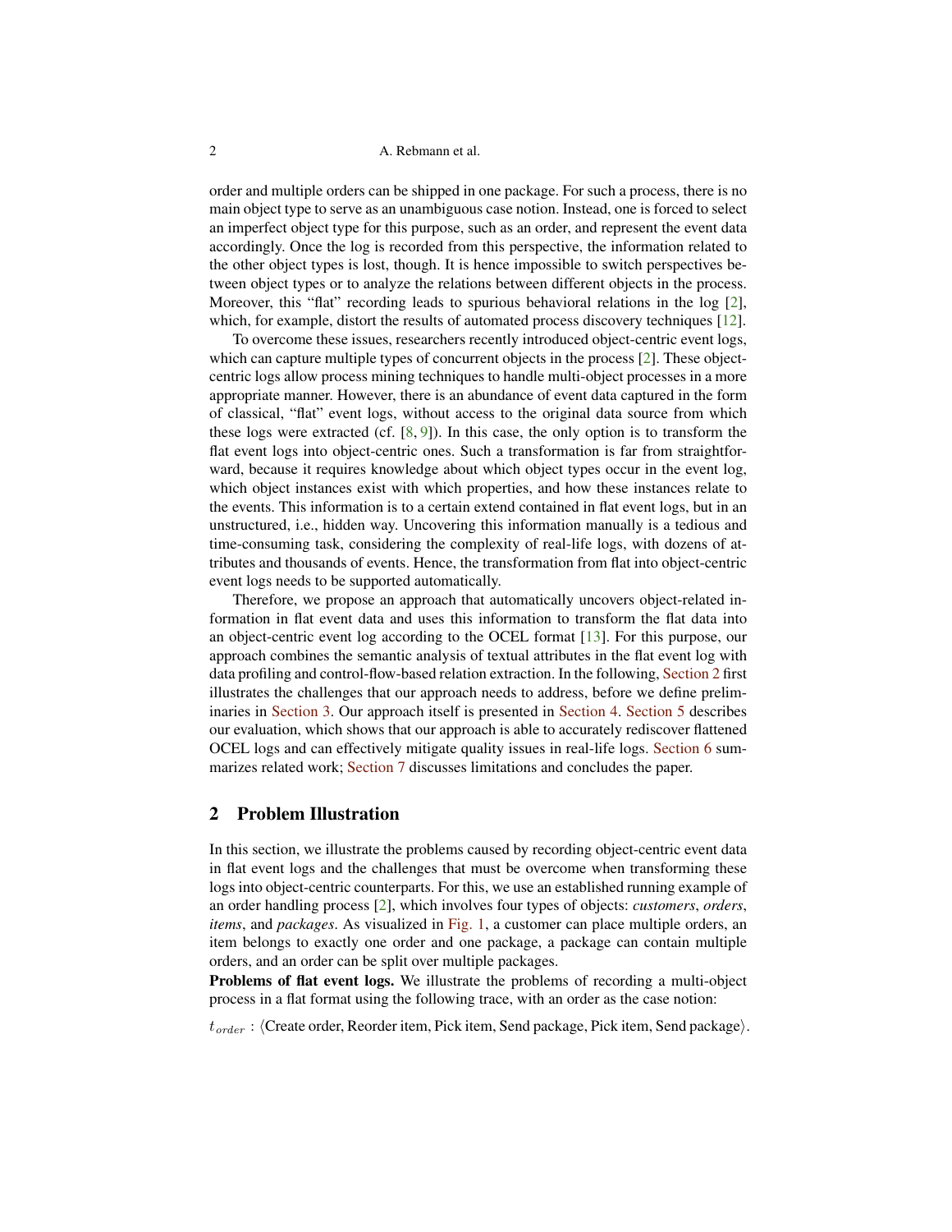order and multiple orders can be shipped in one package. For such a process, there is no main object type to serve as an unambiguous case notion. Instead, one is forced to select an imperfect object type for this purpose, such as an order, and represent the event data accordingly. Once the log is recorded from this perspective, the information related to the other object types is lost, though. It is hence impossible to switch perspectives between object types or to analyze the relations between different objects in the process. Moreover, this "flat" recording leads to spurious behavioral relations in the log [2], which, for example, distort the results of automated process discovery techniques [12].

To overcome these issues, researchers recently introduced object-centric event logs, which can capture multiple types of concurrent objects in the process [2]. These object-centric logs allow process mining techniques to handle multi-object processes in a more appropriate manner. However, there is an abundance of event data captured in the form of classical, "flat" event logs, without access to the original data source from which these logs were extracted (cf. [8, 9]). In this case, the only option is to transform the flat event logs into object-centric ones. Such a transformation is far from straightforward, because it requires knowledge about which object types occur in the event log, which object instances exist with which properties, and how these instances relate to the events. This information is to a certain extend contained in flat event logs, but in an unstructured, i.e., hidden way. Uncovering this information manually is a tedious and time-consuming task, considering the complexity of real-life logs, with dozens of attributes and thousands of events. Hence, the transformation from flat into object-centric event logs needs to be supported automatically.

Therefore, we propose an approach that automatically uncovers object-related information in flat event data and uses this information to transform the flat data into an object-centric event log according to the OCEL format [13]. For this purpose, our approach combines the semantic analysis of textual attributes in the flat event log with data profiling and control-flow-based relation extraction. In the following, Section 2 first illustrates the challenges that our approach needs to address, before we define preliminaries in Section 3. Our approach itself is presented in Section 4. Section 5 describes our evaluation, which shows that our approach is able to accurately rediscover flattened OCEL logs and can effectively mitigate quality issues in real-life logs. Section 6 summarizes related work; Section 7 discusses limitations and concludes the paper.

## 2 Problem Illustration

In this section, we illustrate the problems caused by recording object-centric event data in flat event logs and the challenges that must be overcome when transforming these logs into object-centric counterparts. For this, we use an established running example of an order handling process [2], which involves four types of objects: *customers*, *orders*, *items*, and *packages*. As visualized in Fig. 1, a customer can place multiple orders, an item belongs to exactly one order and one package, a package can contain multiple orders, and an order can be split over multiple packages.

**Problems of flat event logs.** We illustrate the problems of recording a multi-object process in a flat format using the following trace, with an order as the case notion:

$t_{order}$ : ⟨Create order, Reorder item, Pick item, Send package, Pick item, Send package⟩.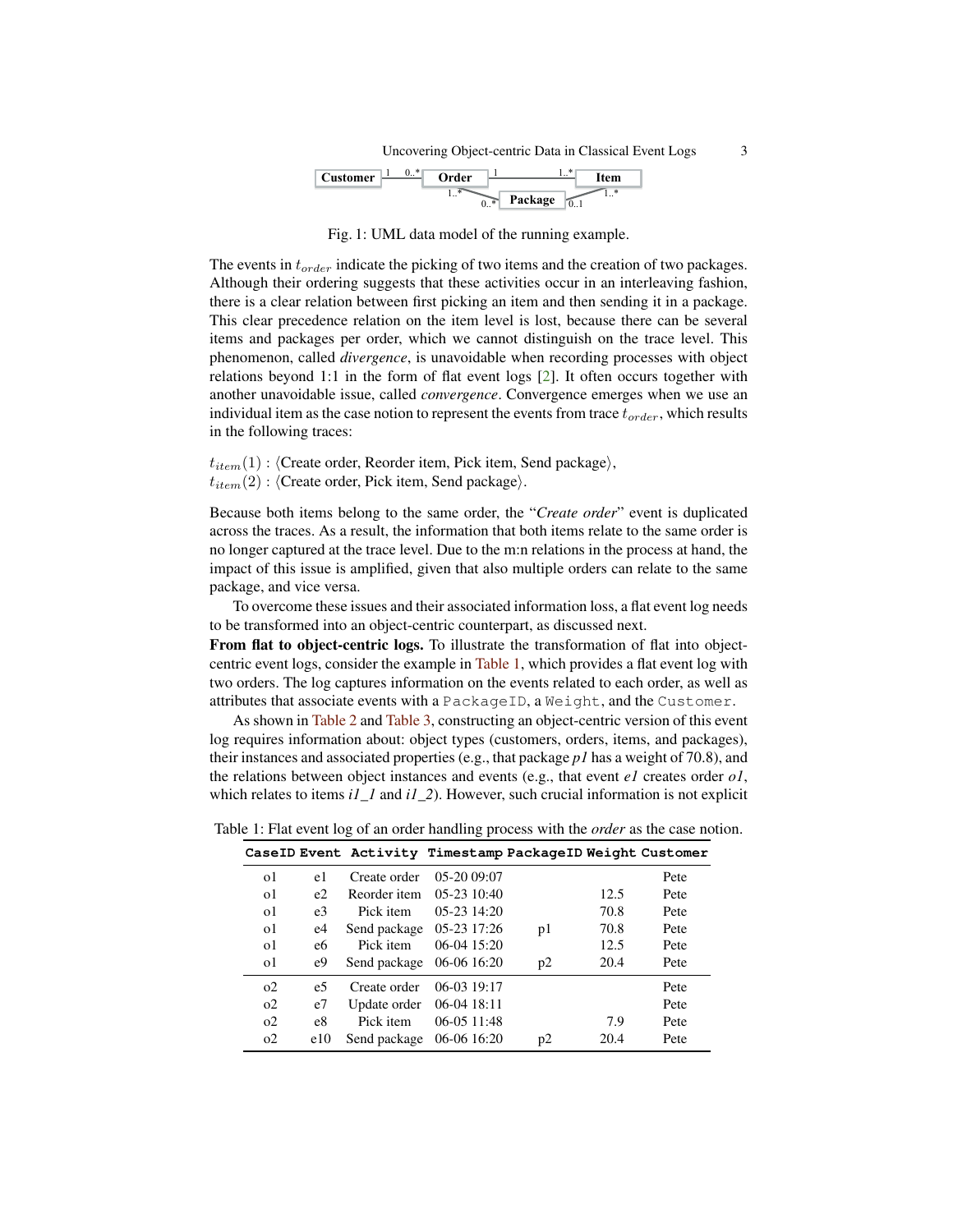Fig. 1: UML data model of the running example.

The events in $t_{order}$ indicate the picking of two items and the creation of two packages. Although their ordering suggests that these activities occur in an interleaving fashion, there is a clear relation between first picking an item and then sending it in a package. This clear precedence relation on the item level is lost, because there can be several items and packages per order, which we cannot distinguish on the trace level. This phenomenon, called *divergence*, is unavoidable when recording processes with object relations beyond 1:1 in the form of flat event logs [2]. It often occurs together with another unavoidable issue, called *convergence*. Convergence emerges when we use an individual item as the case notion to represent the events from trace $t_{order}$, which results in the following traces:

$t_{item}(1)$ : ⟨Create order, Reorder item, Pick item, Send package⟩,
$t_{item}(2)$ : ⟨Create order, Pick item, Send package⟩.

Because both items belong to the same order, the "*Create order*" event is duplicated across the traces. As a result, the information that both items relate to the same order is no longer captured at the trace level. Due to the m:n relations in the process at hand, the impact of this issue is amplified, given that also multiple orders can relate to the same package, and vice versa.

To overcome these issues and their associated information loss, a flat event log needs to be transformed into an object-centric counterpart, as discussed next.

**From flat to object-centric logs.** To illustrate the transformation of flat into object-centric event logs, consider the example in Table 1, which provides a flat event log with two orders. The log captures information on the events related to each order, as well as attributes that associate events with a `PackageID`, a `Weight`, and the `Customer`.

As shown in Table 2 and Table 3, constructing an object-centric version of this event log requires information about: object types (customers, orders, items, and packages), their instances and associated properties (e.g., that package *p1* has a weight of 70.8), and the relations between object instances and events (e.g., that event *e1* creates order *o1*, which relates to items *i1_1* and *i1_2*). However, such crucial information is not explicit

Table 1: Flat event log of an order handling process with the *order* as the case notion.

| CaseID | Event | Activity | Timestamp | PackageID | Weight | Customer |
|---|---|---|---|---|---|---|
| o1 | e1 | Create order | 05-20 09:07 | | | Pete |
| o1 | e2 | Reorder item | 05-23 10:40 | | 12.5 | Pete |
| o1 | e3 | Pick item | 05-23 14:20 | | 70.8 | Pete |
| o1 | e4 | Send package | 05-23 17:26 | p1 | 70.8 | Pete |
| o1 | e6 | Pick item | 06-04 15:20 | | 12.5 | Pete |
| o1 | e9 | Send package | 06-06 16:20 | p2 | 20.4 | Pete |
| o2 | e5 | Create order | 06-03 19:17 | | | Pete |
| o2 | e7 | Update order | 06-04 18:11 | | | Pete |
| o2 | e8 | Pick item | 06-05 11:48 | | 7.9 | Pete |
| o2 | e10 | Send package | 06-06 16:20 | p2 | 20.4 | Pete |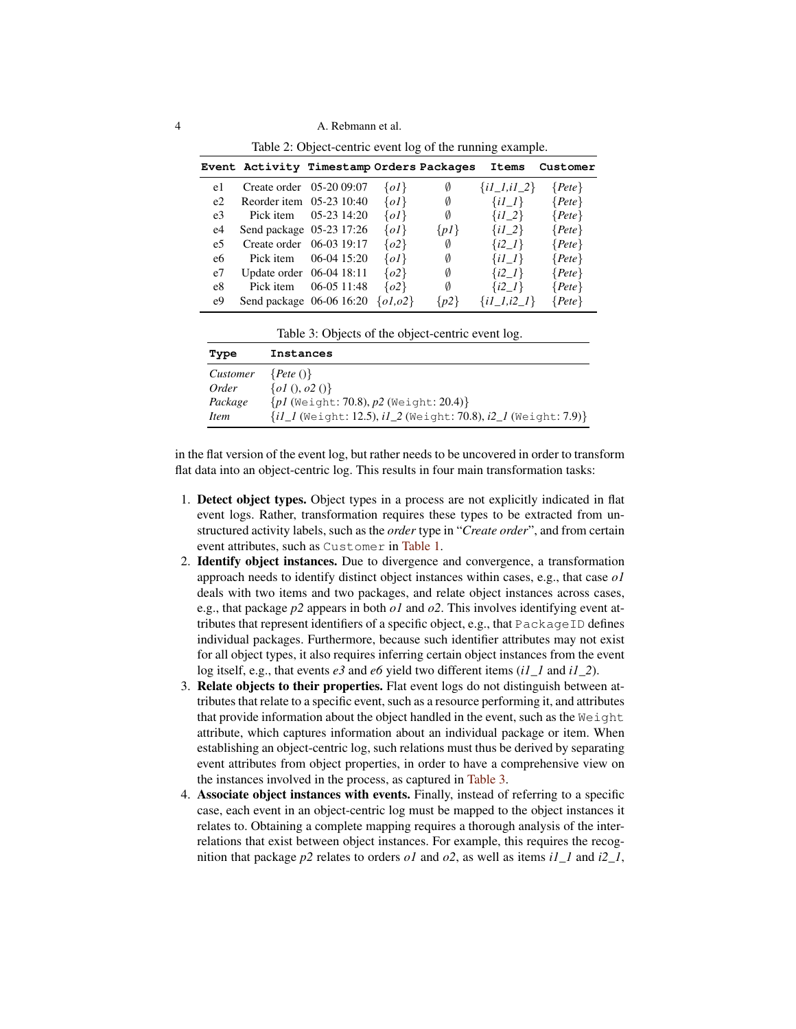Table 2: Object-centric event log of the running example.

| Event | Activity | Timestamp | Orders | Packages | Items | Customer |
|---|---|---|---|---|---|---|
| e1 | Create order | 05-20 09:07 | {*o1*} | ∅ | {*i1_1*,*i1_2*} | {*Pete*} |
| e2 | Reorder item | 05-23 10:40 | {*o1*} | ∅ | {*i1_1*} | {*Pete*} |
| e3 | Pick item | 05-23 14:20 | {*o1*} | ∅ | {*i1_2*} | {*Pete*} |
| e4 | Send package | 05-23 17:26 | {*o1*} | {*p1*} | {*i1_2*} | {*Pete*} |
| e5 | Create order | 06-03 19:17 | {*o2*} | ∅ | {*i2_1*} | {*Pete*} |
| e6 | Pick item | 06-04 15:20 | {*o1*} | ∅ | {*i1_1*} | {*Pete*} |
| e7 | Update order | 06-04 18:11 | {*o2*} | ∅ | {*i2_1*} | {*Pete*} |
| e8 | Pick item | 06-05 11:48 | {*o2*} | ∅ | {*i2_1*} | {*Pete*} |
| e9 | Send package | 06-06 16:20 | {*o1*,*o2*} | {*p2*} | {*i1_1*,*i2_1*} | {*Pete*} |

Table 3: Objects of the object-centric event log.

| Type | Instances |
|---|---|
| *Customer* | {*Pete* ()} |
| *Order* | {*o1* (), *o2* ()} |
| *Package* | {*p1* (`Weight`: 70.8), *p2* (`Weight`: 20.4)} |
| *Item* | {*i1_1* (`Weight`: 12.5), *i1_2* (`Weight`: 70.8), *i2_1* (`Weight`: 7.9)} |

in the flat version of the event log, but rather needs to be uncovered in order to transform flat data into an object-centric log. This results in four main transformation tasks:

1. **Detect object types.** Object types in a process are not explicitly indicated in flat event logs. Rather, transformation requires these types to be extracted from unstructured activity labels, such as the *order* type in "*Create order*", and from certain event attributes, such as `Customer` in Table 1.
2. **Identify object instances.** Due to divergence and convergence, a transformation approach needs to identify distinct object instances within cases, e.g., that case *o1* deals with two items and two packages, and relate object instances across cases, e.g., that package *p2* appears in both *o1* and *o2*. This involves identifying event attributes that represent identifiers of a specific object, e.g., that `PackageID` defines individual packages. Furthermore, because such identifier attributes may not exist for all object types, it also requires inferring certain object instances from the event log itself, e.g., that events *e3* and *e6* yield two different items (*i1_1* and *i1_2*).
3. **Relate objects to their properties.** Flat event logs do not distinguish between attributes that relate to a specific event, such as a resource performing it, and attributes that provide information about the object handled in the event, such as the `Weight` attribute, which captures information about an individual package or item. When establishing an object-centric log, such relations must thus be derived by separating event attributes from object properties, in order to have a comprehensive view on the instances involved in the process, as captured in Table 3.
4. **Associate object instances with events.** Finally, instead of referring to a specific case, each event in an object-centric log must be mapped to the object instances it relates to. Obtaining a complete mapping requires a thorough analysis of the interrelations that exist between object instances. For example, this requires the recognition that package *p2* relates to orders *o1* and *o2*, as well as items *i1_1* and *i2_1*,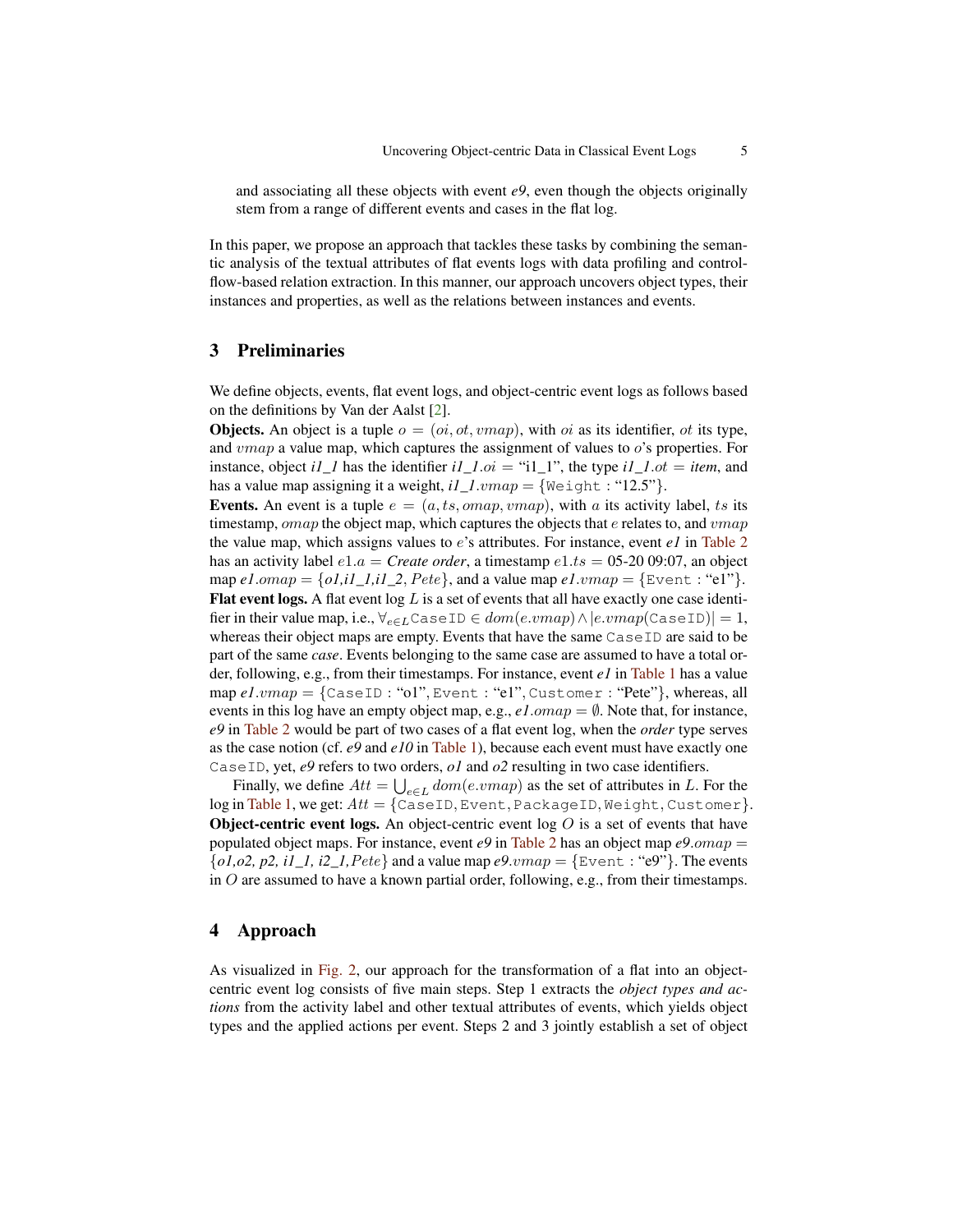and associating all these objects with event *e9*, even though the objects originally stem from a range of different events and cases in the flat log.

In this paper, we propose an approach that tackles these tasks by combining the semantic analysis of the textual attributes of flat events logs with data profiling and control-flow-based relation extraction. In this manner, our approach uncovers object types, their instances and properties, as well as the relations between instances and events.

## 3 Preliminaries

We define objects, events, flat event logs, and object-centric event logs as follows based on the definitions by Van der Aalst [2].

**Objects.** An object is a tuple $o = (oi, ot, vmap)$, with $oi$ as its identifier, $ot$ its type, and $vmap$ a value map, which captures the assignment of values to $o$'s properties. For instance, object *i1_1* has the identifier $i1\_1.oi$ = "i1_1", the type $i1\_1.ot$ = *item*, and has a value map assigning it a weight, $i1\_1.vmap = \{\texttt{Weight} : \text{"12.5"}\}$.

**Events.** An event is a tuple $e = (a, ts, omap, vmap)$, with $a$ its activity label, $ts$ its timestamp, $omap$ the object map, which captures the objects that $e$ relates to, and $vmap$ the value map, which assigns values to $e$'s attributes. For instance, event *e1* in Table 2 has an activity label $e1.a$ = *Create order*, a timestamp $e1.ts$ = 05-20 09:07, an object map $e1.omap = \{o1, i1\_1, i1\_2, Pete\}$, and a value map $e1.vmap = \{\texttt{Event} : \text{"e1"}\}$.

**Flat event logs.** A flat event log $L$ is a set of events that all have exactly one case identifier in their value map, i.e., $\forall_{e \in L} \texttt{CaseID} \in dom(e.vmap) \wedge |e.vmap(\texttt{CaseID})| = 1$, whereas their object maps are empty. Events that have the same CaseID are said to be part of the same *case*. Events belonging to the same case are assumed to have a total order, following, e.g., from their timestamps. For instance, event *e1* in Table 1 has a value map $e1.vmap = \{\texttt{CaseID} : \text{"o1"}, \texttt{Event} : \text{"e1"}, \texttt{Customer} : \text{"Pete"}\}$, whereas, all events in this log have an empty object map, e.g., $e1.omap = \emptyset$. Note that, for instance, *e9* in Table 2 would be part of two cases of a flat event log, when the *order* type serves as the case notion (cf. *e9* and *e10* in Table 1), because each event must have exactly one CaseID, yet, *e9* refers to two orders, *o1* and *o2* resulting in two case identifiers.

Finally, we define $Att = \bigcup_{e \in L} dom(e.vmap)$ as the set of attributes in $L$. For the log in Table 1, we get: $Att = \{\texttt{CaseID}, \texttt{Event}, \texttt{PackageID}, \texttt{Weight}, \texttt{Customer}\}$.

**Object-centric event logs.** An object-centric event log $O$ is a set of events that have populated object maps. For instance, event *e9* in Table 2 has an object map $e9.omap = \{o1, o2, p2, i1\_1, i2\_1, Pete\}$ and a value map $e9.vmap = \{\texttt{Event} : \text{"e9"}\}$. The events in $O$ are assumed to have a known partial order, following, e.g., from their timestamps.

## 4 Approach

As visualized in Fig. 2, our approach for the transformation of a flat into an object-centric event log consists of five main steps. Step 1 extracts the *object types and actions* from the activity label and other textual attributes of events, which yields object types and the applied actions per event. Steps 2 and 3 jointly establish a set of object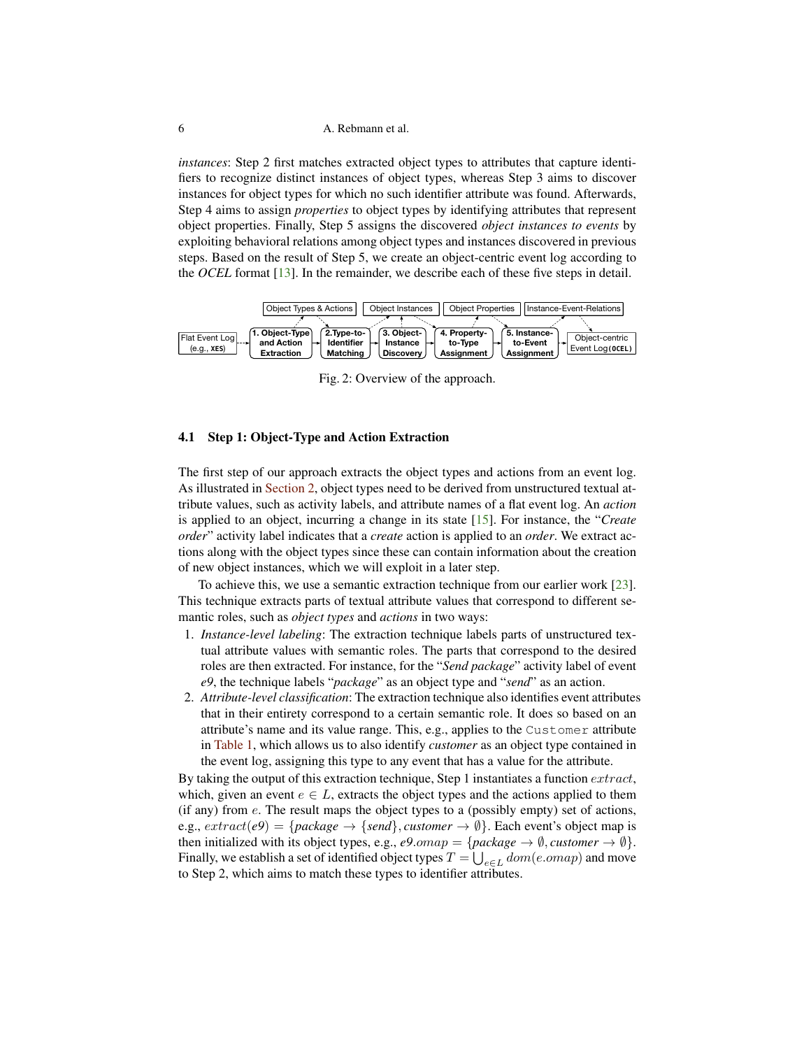*instances*: Step 2 first matches extracted object types to attributes that capture identifiers to recognize distinct instances of object types, whereas Step 3 aims to discover instances for object types for which no such identifier attribute was found. Afterwards, Step 4 aims to assign *properties* to object types by identifying attributes that represent object properties. Finally, Step 5 assigns the discovered *object instances to events* by exploiting behavioral relations among object types and instances discovered in previous steps. Based on the result of Step 5, we create an object-centric event log according to the *OCEL* format [13]. In the remainder, we describe each of these five steps in detail.

Fig. 2: Overview of the approach.

### 4.1 Step 1: Object-Type and Action Extraction

The first step of our approach extracts the object types and actions from an event log. As illustrated in Section 2, object types need to be derived from unstructured textual attribute values, such as activity labels, and attribute names of a flat event log. An *action* is applied to an object, incurring a change in its state [15]. For instance, the "*Create order*" activity label indicates that a *create* action is applied to an *order*. We extract actions along with the object types since these can contain information about the creation of new object instances, which we will exploit in a later step.

To achieve this, we use a semantic extraction technique from our earlier work [23]. This technique extracts parts of textual attribute values that correspond to different semantic roles, such as *object types* and *actions* in two ways:

1. *Instance-level labeling*: The extraction technique labels parts of unstructured textual attribute values with semantic roles. The parts that correspond to the desired roles are then extracted. For instance, for the "*Send package*" activity label of event *e9*, the technique labels "*package*" as an object type and "*send*" as an action.
2. *Attribute-level classification*: The extraction technique also identifies event attributes that in their entirety correspond to a certain semantic role. It does so based on an attribute's name and its value range. This, e.g., applies to the `Customer` attribute in Table 1, which allows us to also identify *customer* as an object type contained in the event log, assigning this type to any event that has a value for the attribute.

By taking the output of this extraction technique, Step 1 instantiates a function $extract$, which, given an event $e \in L$, extracts the object types and the actions applied to them (if any) from $e$. The result maps the object types to a (possibly empty) set of actions, e.g., $extract(e9) = \{package \rightarrow \{send\}, customer \rightarrow \emptyset\}$. Each event's object map is then initialized with its object types, e.g., $e9.omap = \{package \rightarrow \emptyset, customer \rightarrow \emptyset\}$. Finally, we establish a set of identified object types $T = \bigcup_{e \in L} dom(e.omap)$ and move to Step 2, which aims to match these types to identifier attributes.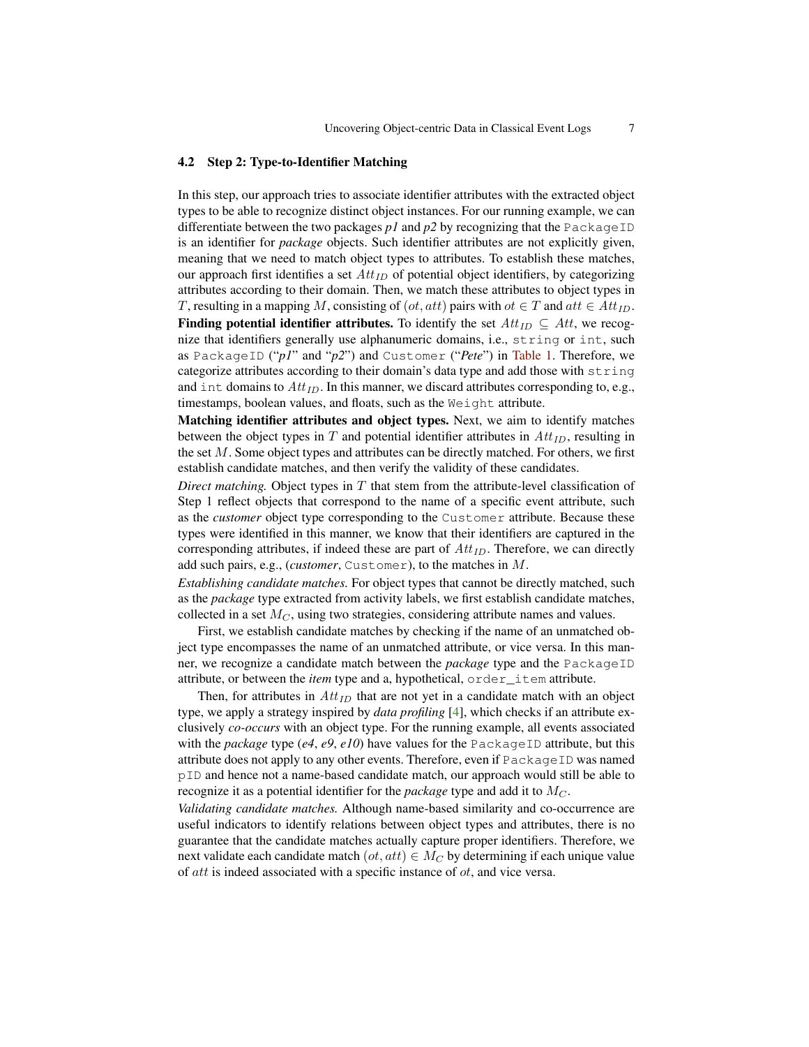### 4.2 Step 2: Type-to-Identifier Matching

In this step, our approach tries to associate identifier attributes with the extracted object types to be able to recognize distinct object instances. For our running example, we can differentiate between the two packages *p1* and *p2* by recognizing that the `PackageID` is an identifier for *package* objects. Such identifier attributes are not explicitly given, meaning that we need to match object types to attributes. To establish these matches, our approach first identifies a set $Att_{ID}$ of potential object identifiers, by categorizing attributes according to their domain. Then, we match these attributes to object types in $T$, resulting in a mapping $M$, consisting of $(ot, att)$ pairs with $ot \in T$ and $att \in Att_{ID}$.

**Finding potential identifier attributes.** To identify the set $Att_{ID} \subseteq Att$, we recognize that identifiers generally use alphanumeric domains, i.e., `string` or `int`, such as `PackageID` ("*p1*" and "*p2*") and `Customer` ("*Pete*") in Table 1. Therefore, we categorize attributes according to their domain's data type and add those with `string` and `int` domains to $Att_{ID}$. In this manner, we discard attributes corresponding to, e.g., timestamps, boolean values, and floats, such as the `Weight` attribute.

**Matching identifier attributes and object types.** Next, we aim to identify matches between the object types in $T$ and potential identifier attributes in $Att_{ID}$, resulting in the set $M$. Some object types and attributes can be directly matched. For others, we first establish candidate matches, and then verify the validity of these candidates.

*Direct matching.* Object types in $T$ that stem from the attribute-level classification of Step 1 reflect objects that correspond to the name of a specific event attribute, such as the *customer* object type corresponding to the `Customer` attribute. Because these types were identified in this manner, we know that their identifiers are captured in the corresponding attributes, if indeed these are part of $Att_{ID}$. Therefore, we can directly add such pairs, e.g., (*customer*, `Customer`), to the matches in $M$.

*Establishing candidate matches.* For object types that cannot be directly matched, such as the *package* type extracted from activity labels, we first establish candidate matches, collected in a set $M_C$, using two strategies, considering attribute names and values.

First, we establish candidate matches by checking if the name of an unmatched object type encompasses the name of an unmatched attribute, or vice versa. In this manner, we recognize a candidate match between the *package* type and the `PackageID` attribute, or between the *item* type and a, hypothetical, `order_item` attribute.

Then, for attributes in $Att_{ID}$ that are not yet in a candidate match with an object type, we apply a strategy inspired by *data profiling* [4], which checks if an attribute exclusively *co-occurs* with an object type. For the running example, all events associated with the *package* type (*e4*, *e9*, *e10*) have values for the `PackageID` attribute, but this attribute does not apply to any other events. Therefore, even if `PackageID` was named `pID` and hence not a name-based candidate match, our approach would still be able to recognize it as a potential identifier for the *package* type and add it to $M_C$.

*Validating candidate matches.* Although name-based similarity and co-occurrence are useful indicators to identify relations between object types and attributes, there is no guarantee that the candidate matches actually capture proper identifiers. Therefore, we next validate each candidate match $(ot, att) \in M_C$ by determining if each unique value of $att$ is indeed associated with a specific instance of $ot$, and vice versa.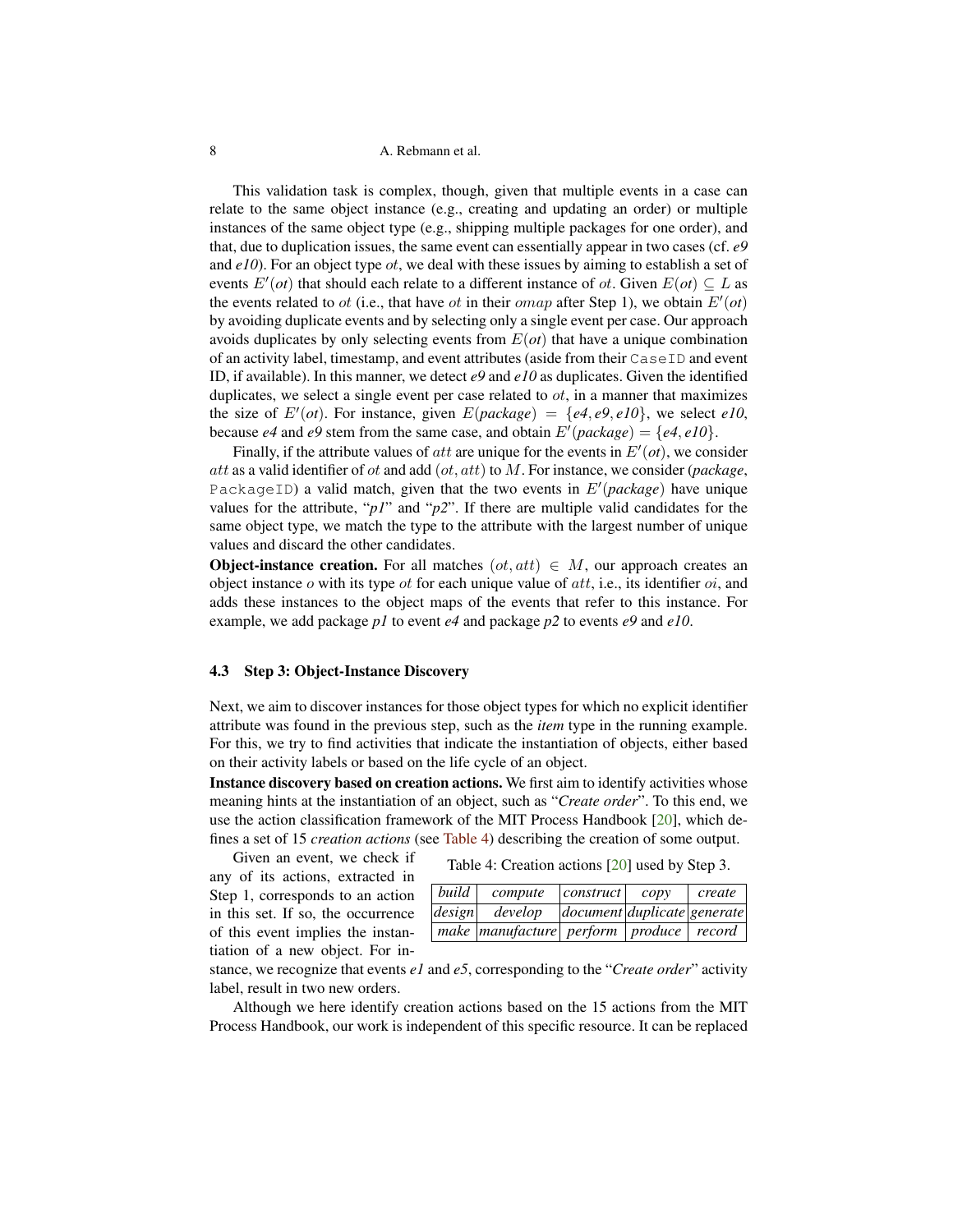This validation task is complex, though, given that multiple events in a case can relate to the same object instance (e.g., creating and updating an order) or multiple instances of the same object type (e.g., shipping multiple packages for one order), and that, due to duplication issues, the same event can essentially appear in two cases (cf. *e9* and *e10*). For an object type $ot$, we deal with these issues by aiming to establish a set of events $E'(ot)$ that should each relate to a different instance of $ot$. Given $E(ot) \subseteq L$ as the events related to $ot$ (i.e., that have $ot$ in their $omap$ after Step 1), we obtain $E'(ot)$ by avoiding duplicate events and by selecting only a single event per case. Our approach avoids duplicates by only selecting events from $E(ot)$ that have a unique combination of an activity label, timestamp, and event attributes (aside from their `CaseID` and event ID, if available). In this manner, we detect *e9* and *e10* as duplicates. Given the identified duplicates, we select a single event per case related to $ot$, in a manner that maximizes the size of $E'(ot)$. For instance, given $E(package) = \{e4, e9, e10\}$, we select *e10*, because *e4* and *e9* stem from the same case, and obtain $E'(package) = \{e4, e10\}$.

Finally, if the attribute values of $att$ are unique for the events in $E'(ot)$, we consider $att$ as a valid identifier of $ot$ and add $(ot, att)$ to $M$. For instance, we consider (*package*, `PackageID`) a valid match, given that the two events in $E'(package)$ have unique values for the attribute, "*p1*" and "*p2*". If there are multiple valid candidates for the same object type, we match the type to the attribute with the largest number of unique values and discard the other candidates.

**Object-instance creation.** For all matches $(ot, att) \in M$, our approach creates an object instance $o$ with its type $ot$ for each unique value of $att$, i.e., its identifier $oi$, and adds these instances to the object maps of the events that refer to this instance. For example, we add package *p1* to event *e4* and package *p2* to events *e9* and *e10*.

### 4.3 Step 3: Object-Instance Discovery

Next, we aim to discover instances for those object types for which no explicit identifier attribute was found in the previous step, such as the *item* type in the running example. For this, we try to find activities that indicate the instantiation of objects, either based on their activity labels or based on the life cycle of an object.

**Instance discovery based on creation actions.** We first aim to identify activities whose meaning hints at the instantiation of an object, such as "*Create order*". To this end, we use the action classification framework of the MIT Process Handbook [20], which defines a set of 15 *creation actions* (see Table 4) describing the creation of some output.

Table 4: Creation actions [20] used by Step 3.

| | | | | |
|---|---|---|---|---|
| *build* | *compute* | *construct* | *copy* | *create* |
| *design* | *develop* | *document* | *duplicate* | *generate* |
| *make* | *manufacture* | *perform* | *produce* | *record* |

Given an event, we check if any of its actions, extracted in Step 1, corresponds to an action in this set. If so, the occurrence of this event implies the instantiation of a new object. For instance, we recognize that events *e1* and *e5*, corresponding to the "*Create order*" activity label, result in two new orders.

Although we here identify creation actions based on the 15 actions from the MIT Process Handbook, our work is independent of this specific resource. It can be replaced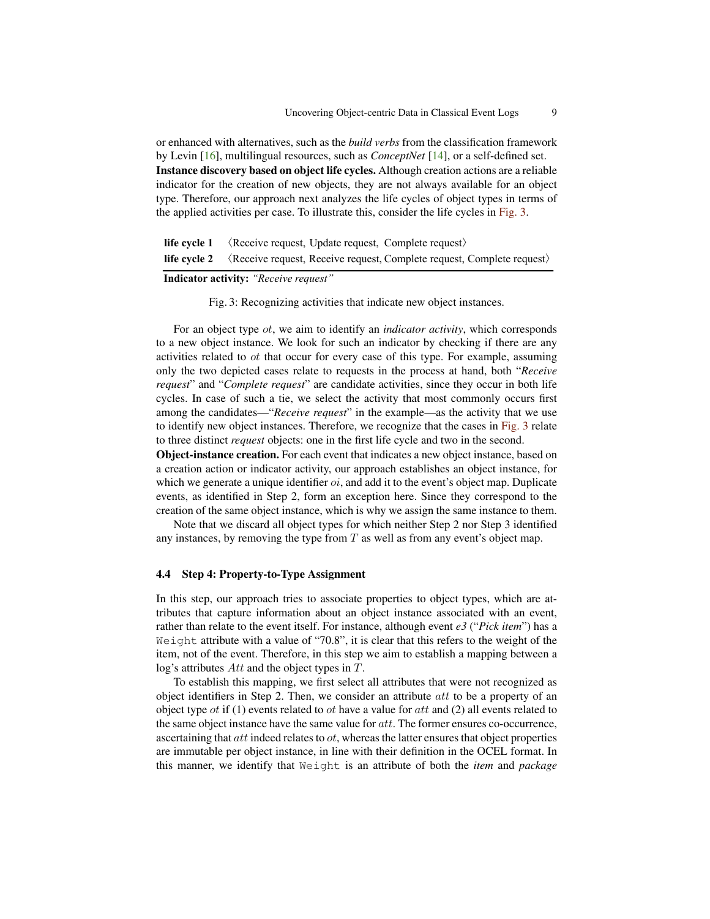or enhanced with alternatives, such as the *build verbs* from the classification framework by Levin [16], multilingual resources, such as *ConceptNet* [14], or a self-defined set.

**Instance discovery based on object life cycles.** Although creation actions are a reliable indicator for the creation of new objects, they are not always available for an object type. Therefore, our approach next analyzes the life cycles of object types in terms of the applied activities per case. To illustrate this, consider the life cycles in Fig. 3.

| | |
|---|---|
| **life cycle 1** | ⟨Receive request, Update request, Complete request⟩ |
| **life cycle 2** | ⟨Receive request, Receive request, Complete request, Complete request⟩ |
| **Indicator activity:** *"Receive request"* | |

Fig. 3: Recognizing activities that indicate new object instances.

For an object type $ot$, we aim to identify an *indicator activity*, which corresponds to a new object instance. We look for such an indicator by checking if there are any activities related to $ot$ that occur for every case of this type. For example, assuming only the two depicted cases relate to requests in the process at hand, both "*Receive request*" and "*Complete request*" are candidate activities, since they occur in both life cycles. In case of such a tie, we select the activity that most commonly occurs first among the candidates—"*Receive request*" in the example—as the activity that we use to identify new object instances. Therefore, we recognize that the cases in Fig. 3 relate to three distinct *request* objects: one in the first life cycle and two in the second.

**Object-instance creation.** For each event that indicates a new object instance, based on a creation action or indicator activity, our approach establishes an object instance, for which we generate a unique identifier $oi$, and add it to the event's object map. Duplicate events, as identified in Step 2, form an exception here. Since they correspond to the creation of the same object instance, which is why we assign the same instance to them.

Note that we discard all object types for which neither Step 2 nor Step 3 identified any instances, by removing the type from $T$ as well as from any event's object map.

### 4.4 Step 4: Property-to-Type Assignment

In this step, our approach tries to associate properties to object types, which are attributes that capture information about an object instance associated with an event, rather than relate to the event itself. For instance, although event *e3* ("*Pick item*") has a `Weight` attribute with a value of "70.8", it is clear that this refers to the weight of the item, not of the event. Therefore, in this step we aim to establish a mapping between a log's attributes $Att$ and the object types in $T$.

To establish this mapping, we first select all attributes that were not recognized as object identifiers in Step 2. Then, we consider an attribute $att$ to be a property of an object type $ot$ if (1) events related to $ot$ have a value for $att$ and (2) all events related to the same object instance have the same value for $att$. The former ensures co-occurrence, ascertaining that $att$ indeed relates to $ot$, whereas the latter ensures that object properties are immutable per object instance, in line with their definition in the OCEL format. In this manner, we identify that `Weight` is an attribute of both the *item* and *package*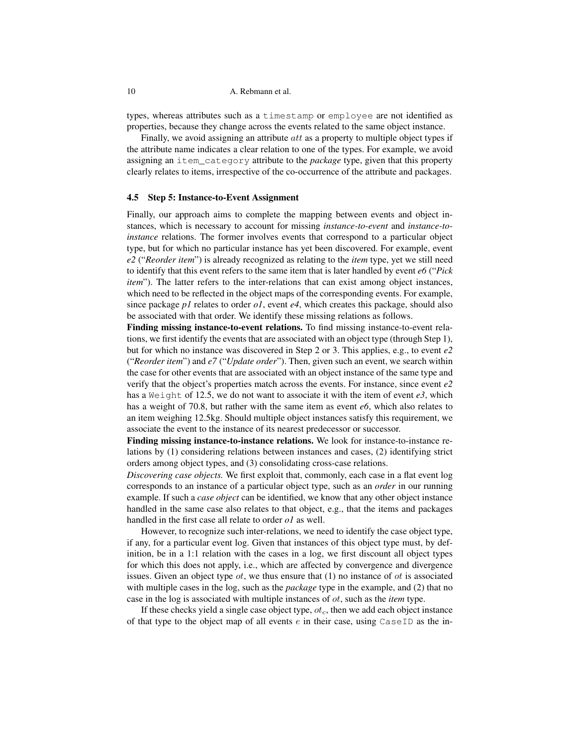types, whereas attributes such as a `timestamp` or `employee` are not identified as properties, because they change across the events related to the same object instance.

Finally, we avoid assigning an attribute $att$ as a property to multiple object types if the attribute name indicates a clear relation to one of the types. For example, we avoid assigning an `item_category` attribute to the *package* type, given that this property clearly relates to items, irrespective of the co-occurrence of the attribute and packages.

### 4.5 Step 5: Instance-to-Event Assignment

Finally, our approach aims to complete the mapping between events and object instances, which is necessary to account for missing *instance-to-event* and *instance-to-instance* relations. The former involves events that correspond to a particular object type, but for which no particular instance has yet been discovered. For example, event *e2* ("*Reorder item*") is already recognized as relating to the *item* type, yet we still need to identify that this event refers to the same item that is later handled by event *e6* ("*Pick item*"). The latter refers to the inter-relations that can exist among object instances, which need to be reflected in the object maps of the corresponding events. For example, since package *p1* relates to order *o1*, event *e4*, which creates this package, should also be associated with that order. We identify these missing relations as follows.

**Finding missing instance-to-event relations.** To find missing instance-to-event relations, we first identify the events that are associated with an object type (through Step 1), but for which no instance was discovered in Step 2 or 3. This applies, e.g., to event *e2* ("*Reorder item*") and *e7* ("*Update order*"). Then, given such an event, we search within the case for other events that are associated with an object instance of the same type and verify that the object's properties match across the events. For instance, since event *e2* has a `Weight` of 12.5, we do not want to associate it with the item of event *e3*, which has a weight of 70.8, but rather with the same item as event *e6*, which also relates to an item weighing 12.5kg. Should multiple object instances satisfy this requirement, we associate the event to the instance of its nearest predecessor or successor.

**Finding missing instance-to-instance relations.** We look for instance-to-instance relations by (1) considering relations between instances and cases, (2) identifying strict orders among object types, and (3) consolidating cross-case relations.

*Discovering case objects.* We first exploit that, commonly, each case in a flat event log corresponds to an instance of a particular object type, such as an *order* in our running example. If such a *case object* can be identified, we know that any other object instance handled in the same case also relates to that object, e.g., that the items and packages handled in the first case all relate to order *o1* as well.

However, to recognize such inter-relations, we need to identify the case object type, if any, for a particular event log. Given that instances of this object type must, by definition, be in a 1:1 relation with the cases in a log, we first discount all object types for which this does not apply, i.e., which are affected by convergence and divergence issues. Given an object type $ot$, we thus ensure that (1) no instance of $ot$ is associated with multiple cases in the log, such as the *package* type in the example, and (2) that no case in the log is associated with multiple instances of $ot$, such as the *item* type.

If these checks yield a single case object type, $ot_c$, then we add each object instance of that type to the object map of all events $e$ in their case, using `CaseID` as the in-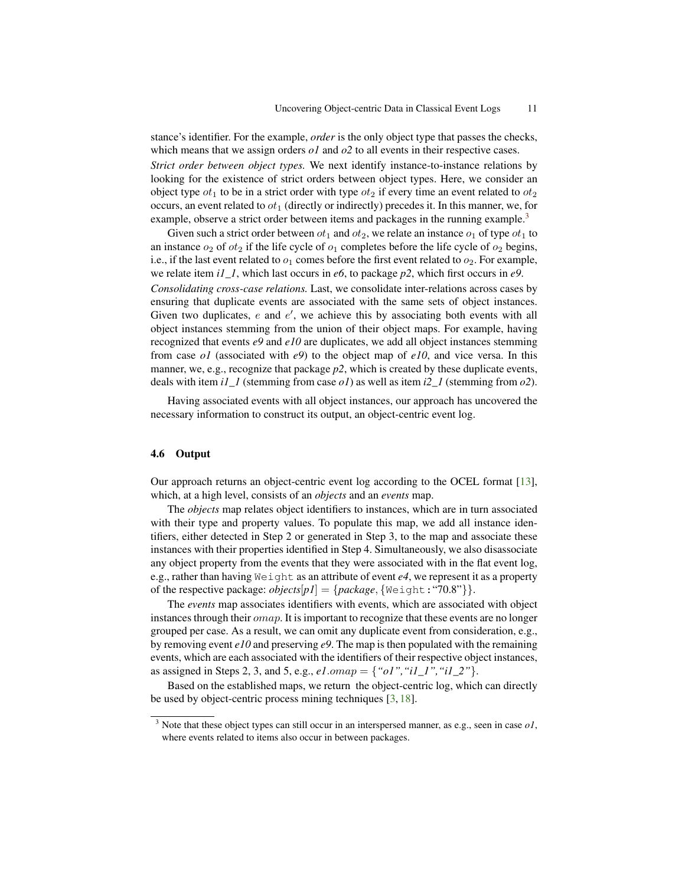stance's identifier. For the example, *order* is the only object type that passes the checks, which means that we assign orders *o1* and *o2* to all events in their respective cases.

*Strict order between object types.* We next identify instance-to-instance relations by looking for the existence of strict orders between object types. Here, we consider an object type $ot_1$ to be in a strict order with type $ot_2$ if every time an event related to $ot_2$ occurs, an event related to $ot_1$ (directly or indirectly) precedes it. In this manner, we, for example, observe a strict order between items and packages in the running example.[3]

Given such a strict order between $ot_1$ and $ot_2$, we relate an instance $o_1$ of type $ot_1$ to an instance $o_2$ of $ot_2$ if the life cycle of $o_1$ completes before the life cycle of $o_2$ begins, i.e., if the last event related to $o_1$ comes before the first event related to $o_2$. For example, we relate item *i1_1*, which last occurs in *e6*, to package *p2*, which first occurs in *e9*.

*Consolidating cross-case relations.* Last, we consolidate inter-relations across cases by ensuring that duplicate events are associated with the same sets of object instances. Given two duplicates, $e$ and $e'$, we achieve this by associating both events with all object instances stemming from the union of their object maps. For example, having recognized that events *e9* and *e10* are duplicates, we add all object instances stemming from case *o1* (associated with *e9*) to the object map of *e10*, and vice versa. In this manner, we, e.g., recognize that package *p2*, which is created by these duplicate events, deals with item *i1_1* (stemming from case *o1*) as well as item *i2_1* (stemming from *o2*).

Having associated events with all object instances, our approach has uncovered the necessary information to construct its output, an object-centric event log.

### 4.6 Output

Our approach returns an object-centric event log according to the OCEL format [13], which, at a high level, consists of an *objects* and an *events* map.

The *objects* map relates object identifiers to instances, which are in turn associated with their type and property values. To populate this map, we add all instance identifiers, either detected in Step 2 or generated in Step 3, to the map and associate these instances with their properties identified in Step 4. Simultaneously, we also disassociate any object property from the events that they were associated with in the flat event log, e.g., rather than having `Weight` as an attribute of event *e4*, we represent it as a property of the respective package: *objects*[*p1*] $=$ {*package*, {`Weight`: "70.8"}}.

The *events* map associates identifiers with events, which are associated with object instances through their $omap$. It is important to recognize that these events are no longer grouped per case. As a result, we can omit any duplicate event from consideration, e.g., by removing event *e10* and preserving *e9*. The map is then populated with the remaining events, which are each associated with the identifiers of their respective object instances, as assigned in Steps 2, 3, and 5, e.g., *e1*.$omap$ $=$ {*"o1","i1_1","i1_2"*}.

Based on the established maps, we return the object-centric log, which can directly be used by object-centric process mining techniques [3, 18].

---

[3] Note that these object types can still occur in an interspersed manner, as e.g., seen in case *o1*, where events related to items also occur in between packages.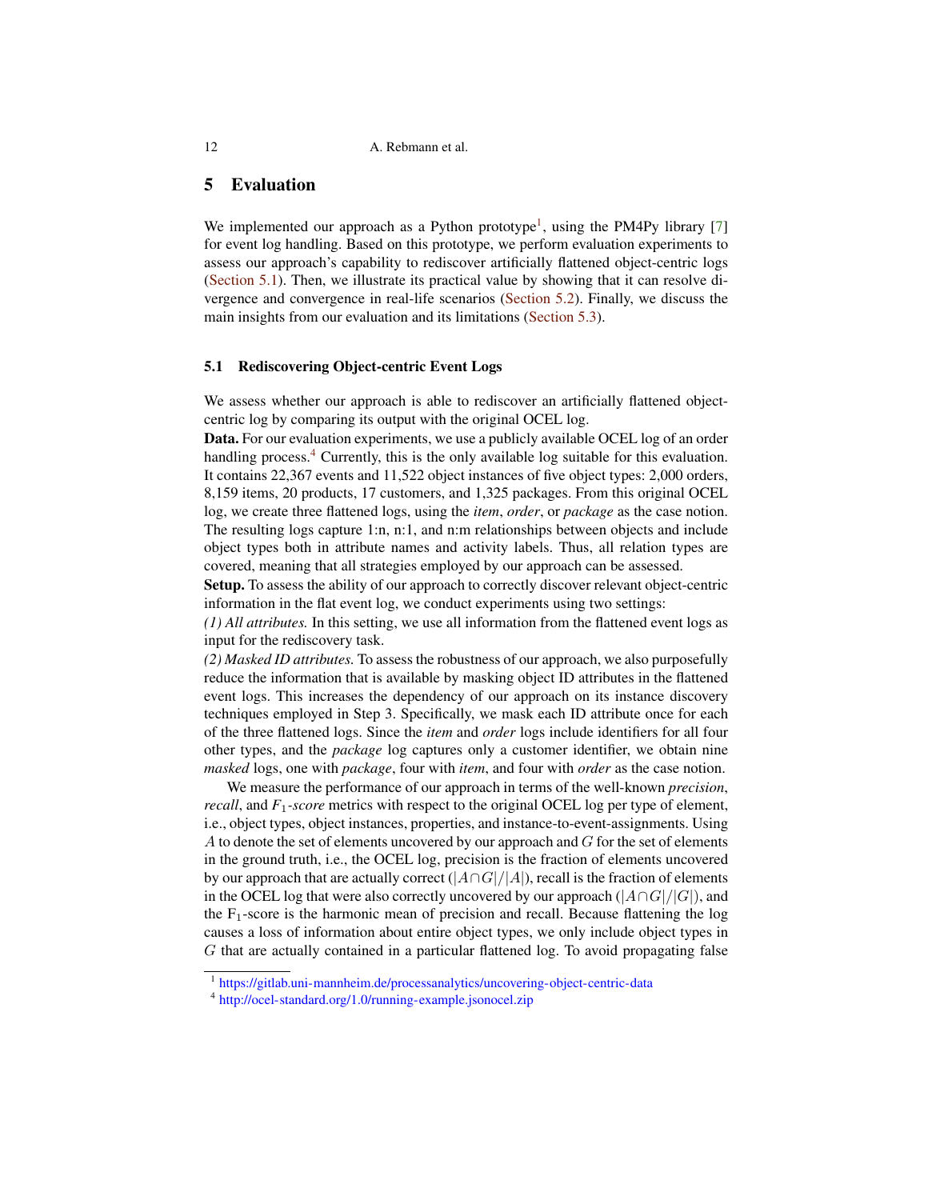## 5 Evaluation

We implemented our approach as a Python prototype[1], using the PM4Py library [7] for event log handling. Based on this prototype, we perform evaluation experiments to assess our approach's capability to rediscover artificially flattened object-centric logs (Section 5.1). Then, we illustrate its practical value by showing that it can resolve divergence and convergence in real-life scenarios (Section 5.2). Finally, we discuss the main insights from our evaluation and its limitations (Section 5.3).

### 5.1 Rediscovering Object-centric Event Logs

We assess whether our approach is able to rediscover an artificially flattened object-centric log by comparing its output with the original OCEL log.

**Data.** For our evaluation experiments, we use a publicly available OCEL log of an order handling process.[4] Currently, this is the only available log suitable for this evaluation. It contains 22,367 events and 11,522 object instances of five object types: 2,000 orders, 8,159 items, 20 products, 17 customers, and 1,325 packages. From this original OCEL log, we create three flattened logs, using the *item*, *order*, or *package* as the case notion. The resulting logs capture 1:n, n:1, and n:m relationships between objects and include object types both in attribute names and activity labels. Thus, all relation types are covered, meaning that all strategies employed by our approach can be assessed.

**Setup.** To assess the ability of our approach to correctly discover relevant object-centric information in the flat event log, we conduct experiments using two settings:

*(1) All attributes.* In this setting, we use all information from the flattened event logs as input for the rediscovery task.

*(2) Masked ID attributes.* To assess the robustness of our approach, we also purposefully reduce the information that is available by masking object ID attributes in the flattened event logs. This increases the dependency of our approach on its instance discovery techniques employed in Step 3. Specifically, we mask each ID attribute once for each of the three flattened logs. Since the *item* and *order* logs include identifiers for all four other types, and the *package* log captures only a customer identifier, we obtain nine *masked* logs, one with *package*, four with *item*, and four with *order* as the case notion.

We measure the performance of our approach in terms of the well-known *precision*, *recall*, and $F_1$*-score* metrics with respect to the original OCEL log per type of element, i.e., object types, object instances, properties, and instance-to-event-assignments. Using $A$ to denote the set of elements uncovered by our approach and $G$ for the set of elements in the ground truth, i.e., the OCEL log, precision is the fraction of elements uncovered by our approach that are actually correct ($|A \cap G|/|A|$), recall is the fraction of elements in the OCEL log that were also correctly uncovered by our approach ($|A \cap G|/|G|$), and the $F_1$-score is the harmonic mean of precision and recall. Because flattening the log causes a loss of information about entire object types, we only include object types in $G$ that are actually contained in a particular flattened log. To avoid propagating false

[1] https://gitlab.uni-mannheim.de/processanalytics/uncovering-object-centric-data

[4] http://ocel-standard.org/1.0/running-example.jsonocel.zip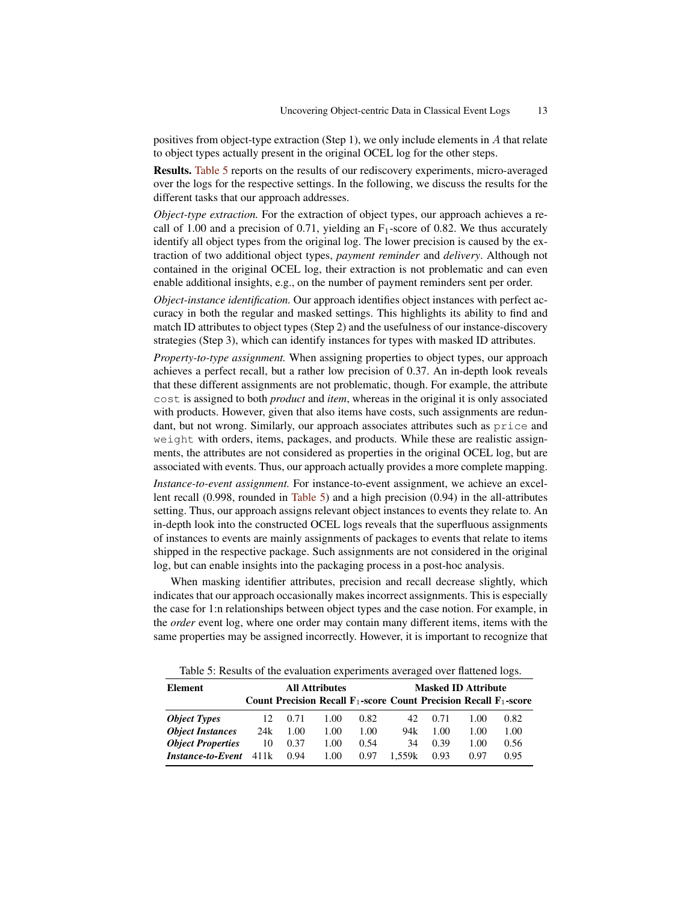positives from object-type extraction (Step 1), we only include elements in $A$ that relate to object types actually present in the original OCEL log for the other steps.

**Results.** Table 5 reports on the results of our rediscovery experiments, micro-averaged over the logs for the respective settings. In the following, we discuss the results for the different tasks that our approach addresses.

*Object-type extraction.* For the extraction of object types, our approach achieves a recall of 1.00 and a precision of 0.71, yielding an $F_1$-score of 0.82. We thus accurately identify all object types from the original log. The lower precision is caused by the extraction of two additional object types, *payment reminder* and *delivery*. Although not contained in the original OCEL log, their extraction is not problematic and can even enable additional insights, e.g., on the number of payment reminders sent per order.

*Object-instance identification.* Our approach identifies object instances with perfect accuracy in both the regular and masked settings. This highlights its ability to find and match ID attributes to object types (Step 2) and the usefulness of our instance-discovery strategies (Step 3), which can identify instances for types with masked ID attributes.

*Property-to-type assignment.* When assigning properties to object types, our approach achieves a perfect recall, but a rather low precision of 0.37. An in-depth look reveals that these different assignments are not problematic, though. For example, the attribute `cost` is assigned to both *product* and *item*, whereas in the original it is only associated with products. However, given that also items have costs, such assignments are redundant, but not wrong. Similarly, our approach associates attributes such as `price` and `weight` with orders, items, packages, and products. While these are realistic assignments, the attributes are not considered as properties in the original OCEL log, but are associated with events. Thus, our approach actually provides a more complete mapping.

*Instance-to-event assignment.* For instance-to-event assignment, we achieve an excellent recall (0.998, rounded in Table 5) and a high precision (0.94) in the all-attributes setting. Thus, our approach assigns relevant object instances to events they relate to. An in-depth look into the constructed OCEL logs reveals that the superfluous assignments of instances to events are mainly assignments of packages to events that relate to items shipped in the respective package. Such assignments are not considered in the original log, but can enable insights into the packaging process in a post-hoc analysis.

When masking identifier attributes, precision and recall decrease slightly, which indicates that our approach occasionally makes incorrect assignments. This is especially the case for 1:n relationships between object types and the case notion. For example, in the *order* event log, where one order may contain many different items, items with the same properties may be assigned incorrectly. However, it is important to recognize that

Table 5: Results of the evaluation experiments averaged over flattened logs.

| Element | All Attributes | | | | Masked ID Attribute | | | |
|---|---|---|---|---|---|---|---|---|
| | Count | Precision | Recall | $F_1$-score | Count | Precision | Recall | $F_1$-score |
| ***Object Types*** | 12 | 0.71 | 1.00 | 0.82 | 42 | 0.71 | 1.00 | 0.82 |
| ***Object Instances*** | 24k | 1.00 | 1.00 | 1.00 | 94k | 1.00 | 1.00 | 1.00 |
| ***Object Properties*** | 10 | 0.37 | 1.00 | 0.54 | 34 | 0.39 | 1.00 | 0.56 |
| ***Instance-to-Event*** | 411k | 0.94 | 1.00 | 0.97 | 1,559k | 0.93 | 0.97 | 0.95 |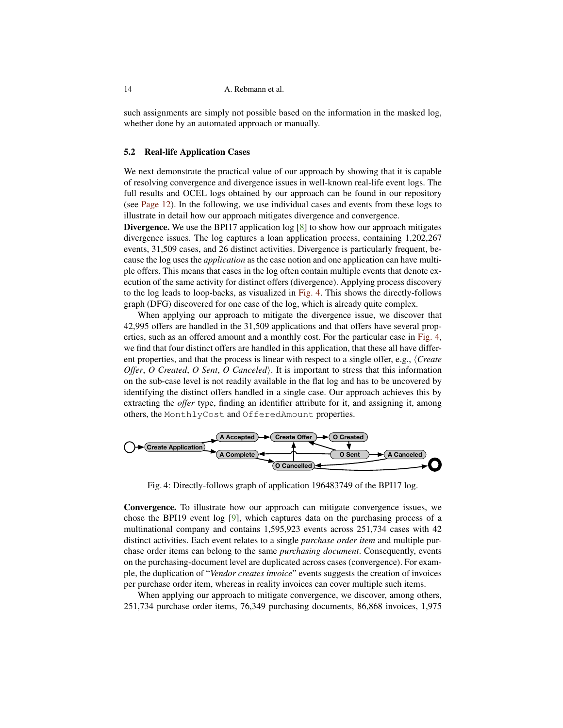such assignments are simply not possible based on the information in the masked log, whether done by an automated approach or manually.

### 5.2 Real-life Application Cases

We next demonstrate the practical value of our approach by showing that it is capable of resolving convergence and divergence issues in well-known real-life event logs. The full results and OCEL logs obtained by our approach can be found in our repository (see Page 12). In the following, we use individual cases and events from these logs to illustrate in detail how our approach mitigates divergence and convergence.

**Divergence.** We use the BPI17 application log [8] to show how our approach mitigates divergence issues. The log captures a loan application process, containing 1,202,267 events, 31,509 cases, and 26 distinct activities. Divergence is particularly frequent, because the log uses the *application* as the case notion and one application can have multiple offers. This means that cases in the log often contain multiple events that denote execution of the same activity for distinct offers (divergence). Applying process discovery to the log leads to loop-backs, as visualized in Fig. 4. This shows the directly-follows graph (DFG) discovered for one case of the log, which is already quite complex.

When applying our approach to mitigate the divergence issue, we discover that 42,995 offers are handled in the 31,509 applications and that offers have several properties, such as an offered amount and a monthly cost. For the particular case in Fig. 4, we find that four distinct offers are handled in this application, that these all have different properties, and that the process is linear with respect to a single offer, e.g., ⟨*Create Offer*, *O Created*, *O Sent*, *O Canceled*⟩. It is important to stress that this information on the sub-case level is not readily available in the flat log and has to be uncovered by identifying the distinct offers handled in a single case. Our approach achieves this by extracting the *offer* type, finding an identifier attribute for it, and assigning it, among others, the `MonthlyCost` and `OfferedAmount` properties.

Fig. 4: Directly-follows graph of application 196483749 of the BPI17 log.

**Convergence.** To illustrate how our approach can mitigate convergence issues, we chose the BPI19 event log [9], which captures data on the purchasing process of a multinational company and contains 1,595,923 events across 251,734 cases with 42 distinct activities. Each event relates to a single *purchase order item* and multiple purchase order items can belong to the same *purchasing document*. Consequently, events on the purchasing-document level are duplicated across cases (convergence). For example, the duplication of "*Vendor creates invoice*" events suggests the creation of invoices per purchase order item, whereas in reality invoices can cover multiple such items.

When applying our approach to mitigate convergence, we discover, among others, 251,734 purchase order items, 76,349 purchasing documents, 86,868 invoices, 1,975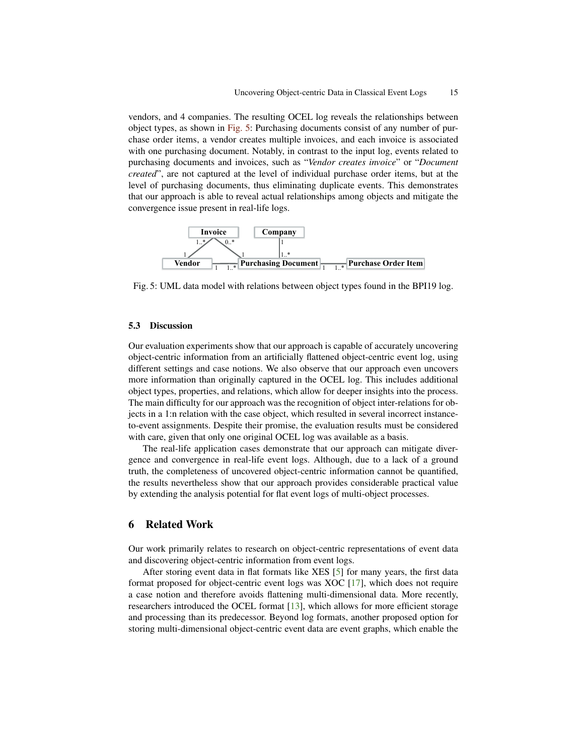vendors, and 4 companies. The resulting OCEL log reveals the relationships between object types, as shown in Fig. 5: Purchasing documents consist of any number of purchase order items, a vendor creates multiple invoices, and each invoice is associated with one purchasing document. Notably, in contrast to the input log, events related to purchasing documents and invoices, such as "*Vendor creates invoice*" or "*Document created*", are not captured at the level of individual purchase order items, but at the level of purchasing documents, thus eliminating duplicate events. This demonstrates that our approach is able to reveal actual relationships among objects and mitigate the convergence issue present in real-life logs.

Invoice
Company
1..*
0..*
1
1
1
1..*
Vendor
1
1..*
Purchasing Document
1
1..*
Purchase Order Item

Fig. 5: UML data model with relations between object types found in the BPI19 log.

### 5.3 Discussion

Our evaluation experiments show that our approach is capable of accurately uncovering object-centric information from an artificially flattened object-centric event log, using different settings and case notions. We also observe that our approach even uncovers more information than originally captured in the OCEL log. This includes additional object types, properties, and relations, which allow for deeper insights into the process. The main difficulty for our approach was the recognition of object inter-relations for objects in a 1:n relation with the case object, which resulted in several incorrect instance-to-event assignments. Despite their promise, the evaluation results must be considered with care, given that only one original OCEL log was available as a basis.

The real-life application cases demonstrate that our approach can mitigate divergence and convergence in real-life event logs. Although, due to a lack of a ground truth, the completeness of uncovered object-centric information cannot be quantified, the results nevertheless show that our approach provides considerable practical value by extending the analysis potential for flat event logs of multi-object processes.

## 6 Related Work

Our work primarily relates to research on object-centric representations of event data and discovering object-centric information from event logs.

After storing event data in flat formats like XES [5] for many years, the first data format proposed for object-centric event logs was XOC [17], which does not require a case notion and therefore avoids flattening multi-dimensional data. More recently, researchers introduced the OCEL format [13], which allows for more efficient storage and processing than its predecessor. Beyond log formats, another proposed option for storing multi-dimensional object-centric event data are event graphs, which enable the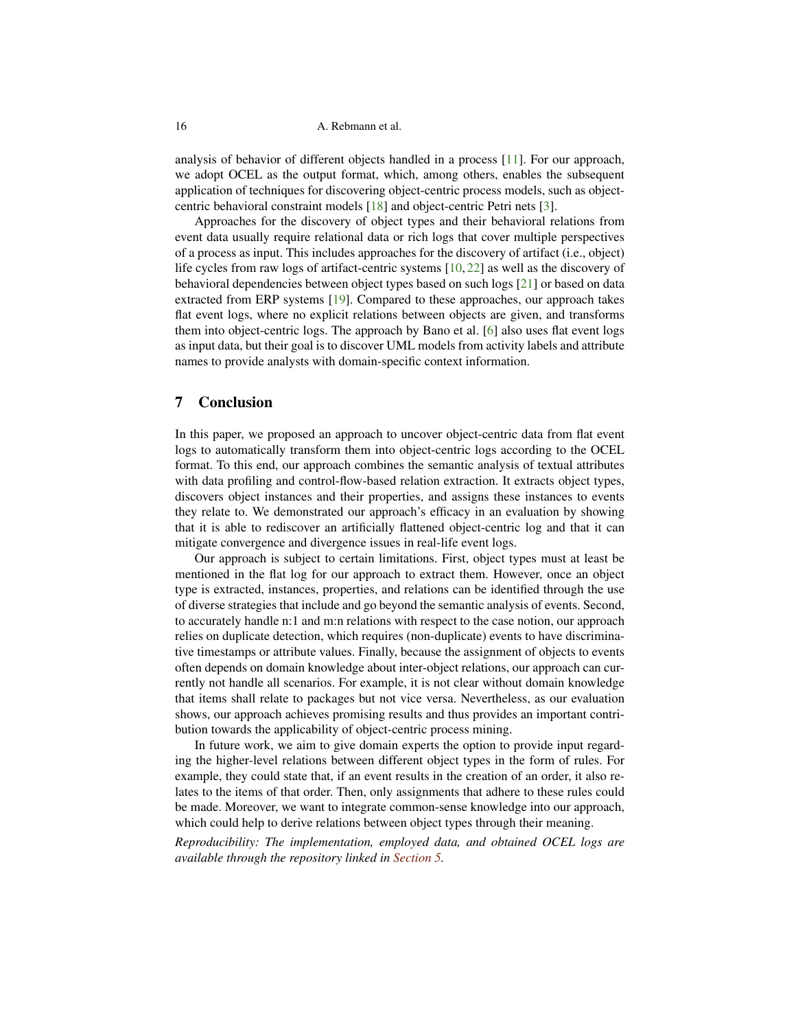analysis of behavior of different objects handled in a process [11]. For our approach, we adopt OCEL as the output format, which, among others, enables the subsequent application of techniques for discovering object-centric process models, such as object-centric behavioral constraint models [18] and object-centric Petri nets [3].

Approaches for the discovery of object types and their behavioral relations from event data usually require relational data or rich logs that cover multiple perspectives of a process as input. This includes approaches for the discovery of artifact (i.e., object) life cycles from raw logs of artifact-centric systems [10, 22] as well as the discovery of behavioral dependencies between object types based on such logs [21] or based on data extracted from ERP systems [19]. Compared to these approaches, our approach takes flat event logs, where no explicit relations between objects are given, and transforms them into object-centric logs. The approach by Bano et al. [6] also uses flat event logs as input data, but their goal is to discover UML models from activity labels and attribute names to provide analysts with domain-specific context information.

## 7 Conclusion

In this paper, we proposed an approach to uncover object-centric data from flat event logs to automatically transform them into object-centric logs according to the OCEL format. To this end, our approach combines the semantic analysis of textual attributes with data profiling and control-flow-based relation extraction. It extracts object types, discovers object instances and their properties, and assigns these instances to events they relate to. We demonstrated our approach's efficacy in an evaluation by showing that it is able to rediscover an artificially flattened object-centric log and that it can mitigate convergence and divergence issues in real-life event logs.

Our approach is subject to certain limitations. First, object types must at least be mentioned in the flat log for our approach to extract them. However, once an object type is extracted, instances, properties, and relations can be identified through the use of diverse strategies that include and go beyond the semantic analysis of events. Second, to accurately handle n:1 and m:n relations with respect to the case notion, our approach relies on duplicate detection, which requires (non-duplicate) events to have discriminative timestamps or attribute values. Finally, because the assignment of objects to events often depends on domain knowledge about inter-object relations, our approach can currently not handle all scenarios. For example, it is not clear without domain knowledge that items shall relate to packages but not vice versa. Nevertheless, as our evaluation shows, our approach achieves promising results and thus provides an important contribution towards the applicability of object-centric process mining.

In future work, we aim to give domain experts the option to provide input regarding the higher-level relations between different object types in the form of rules. For example, they could state that, if an event results in the creation of an order, it also relates to the items of that order. Then, only assignments that adhere to these rules could be made. Moreover, we want to integrate common-sense knowledge into our approach, which could help to derive relations between object types through their meaning.

*Reproducibility: The implementation, employed data, and obtained OCEL logs are available through the repository linked in Section 5.*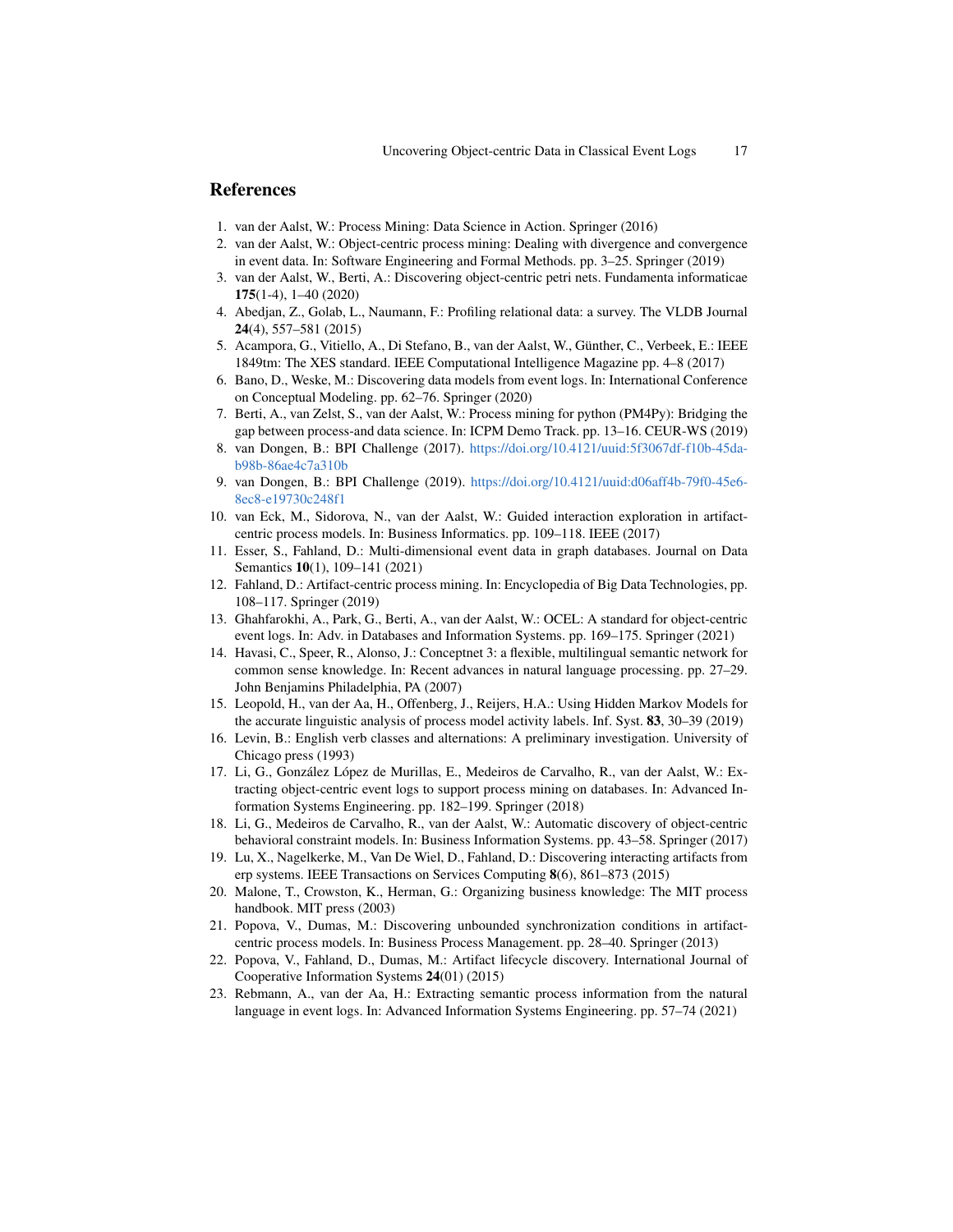## References

1. van der Aalst, W.: Process Mining: Data Science in Action. Springer (2016)
2. van der Aalst, W.: Object-centric process mining: Dealing with divergence and convergence in event data. In: Software Engineering and Formal Methods. pp. 3–25. Springer (2019)
3. van der Aalst, W., Berti, A.: Discovering object-centric petri nets. Fundamenta informaticae **175**(1-4), 1–40 (2020)
4. Abedjan, Z., Golab, L., Naumann, F.: Profiling relational data: a survey. The VLDB Journal **24**(4), 557–581 (2015)
5. Acampora, G., Vitiello, A., Di Stefano, B., van der Aalst, W., Günther, C., Verbeek, E.: IEEE 1849tm: The XES standard. IEEE Computational Intelligence Magazine pp. 4–8 (2017)
6. Bano, D., Weske, M.: Discovering data models from event logs. In: International Conference on Conceptual Modeling. pp. 62–76. Springer (2020)
7. Berti, A., van Zelst, S., van der Aalst, W.: Process mining for python (PM4Py): Bridging the gap between process-and data science. In: ICPM Demo Track. pp. 13–16. CEUR-WS (2019)
8. van Dongen, B.: BPI Challenge (2017). https://doi.org/10.4121/uuid:5f3067df-f10b-45da-b98b-86ae4c7a310b
9. van Dongen, B.: BPI Challenge (2019). https://doi.org/10.4121/uuid:d06aff4b-79f0-45e6-8ec8-e19730c248f1
10. van Eck, M., Sidorova, N., van der Aalst, W.: Guided interaction exploration in artifact-centric process models. In: Business Informatics. pp. 109–118. IEEE (2017)
11. Esser, S., Fahland, D.: Multi-dimensional event data in graph databases. Journal on Data Semantics **10**(1), 109–141 (2021)
12. Fahland, D.: Artifact-centric process mining. In: Encyclopedia of Big Data Technologies, pp. 108–117. Springer (2019)
13. Ghahfarokhi, A., Park, G., Berti, A., van der Aalst, W.: OCEL: A standard for object-centric event logs. In: Adv. in Databases and Information Systems. pp. 169–175. Springer (2021)
14. Havasi, C., Speer, R., Alonso, J.: Conceptnet 3: a flexible, multilingual semantic network for common sense knowledge. In: Recent advances in natural language processing. pp. 27–29. John Benjamins Philadelphia, PA (2007)
15. Leopold, H., van der Aa, H., Offenberg, J., Reijers, H.A.: Using Hidden Markov Models for the accurate linguistic analysis of process model activity labels. Inf. Syst. **83**, 30–39 (2019)
16. Levin, B.: English verb classes and alternations: A preliminary investigation. University of Chicago press (1993)
17. Li, G., González López de Murillas, E., Medeiros de Carvalho, R., van der Aalst, W.: Extracting object-centric event logs to support process mining on databases. In: Advanced Information Systems Engineering. pp. 182–199. Springer (2018)
18. Li, G., Medeiros de Carvalho, R., van der Aalst, W.: Automatic discovery of object-centric behavioral constraint models. In: Business Information Systems. pp. 43–58. Springer (2017)
19. Lu, X., Nagelkerke, M., Van De Wiel, D., Fahland, D.: Discovering interacting artifacts from erp systems. IEEE Transactions on Services Computing **8**(6), 861–873 (2015)
20. Malone, T., Crowston, K., Herman, G.: Organizing business knowledge: The MIT process handbook. MIT press (2003)
21. Popova, V., Dumas, M.: Discovering unbounded synchronization conditions in artifact-centric process models. In: Business Process Management. pp. 28–40. Springer (2013)
22. Popova, V., Fahland, D., Dumas, M.: Artifact lifecycle discovery. International Journal of Cooperative Information Systems **24**(01) (2015)
23. Rebmann, A., van der Aa, H.: Extracting semantic process information from the natural language in event logs. In: Advanced Information Systems Engineering. pp. 57–74 (2021)